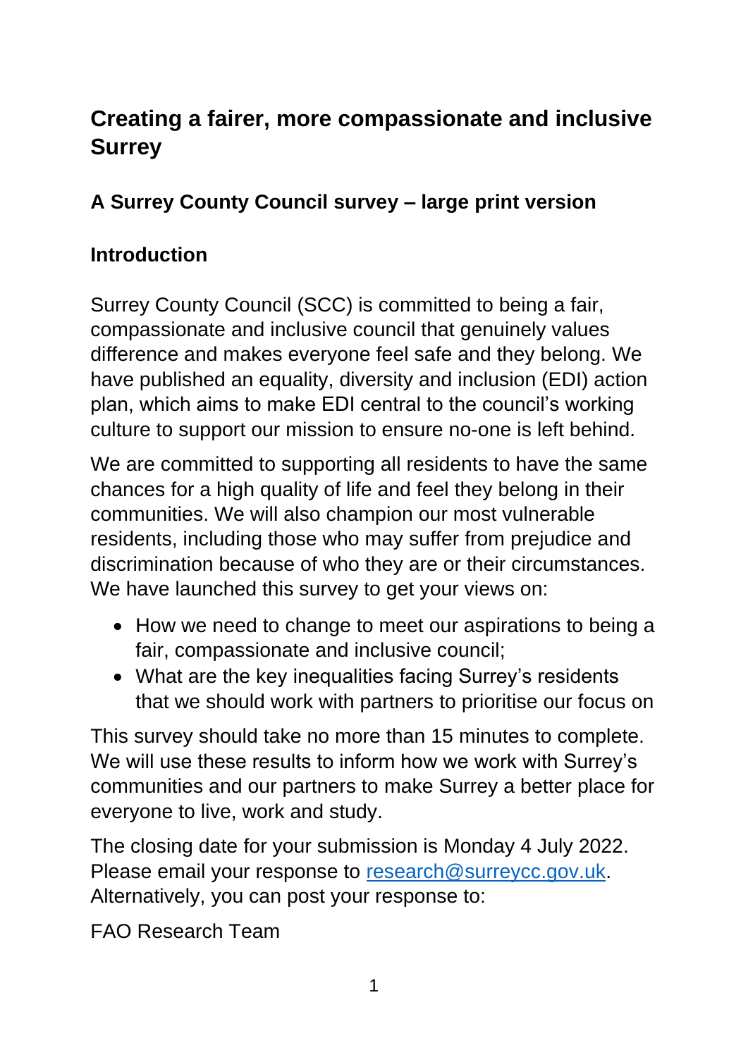# Creating a fairer, more compassionate and inclusive Surrey

## A Surrey County Council survey – large print version

## Introduction

Surrey County Council (SCC) is committed to being a fair, compassionate and inclusive council that genuinely values difference and makes everyone feel safe and they belong. We have published an equality, diversity and inclusion (EDI) action plan, which aims to make EDI central to the council's working culture to support our mission to ensure no-one is left behind.

We are committed to supporting all residents to have the same chances for a high quality of life and feel they belong in their communities. We will also champion our most vulnerable residents, including those who may suffer from prejudice and discrimination because of who they are or their circumstances. We have launched this survey to get your views on:

- How we need to change to meet our aspirations to being a fair, compassionate and inclusive council;
- What are the key inequalities facing Surrey's residents that we should work with partners to prioritise our focus on

This survey should take no more than 15 minutes to complete. We will use these results to inform how we work with Surrey's communities and our partners to make Surrey a better place for everyone to live, work and study.

The closing date for your submission is Monday 4 July 2022. Please email your response to research@surreycc.gov.uk. Alternatively, you can post your response to:

FAO Research Team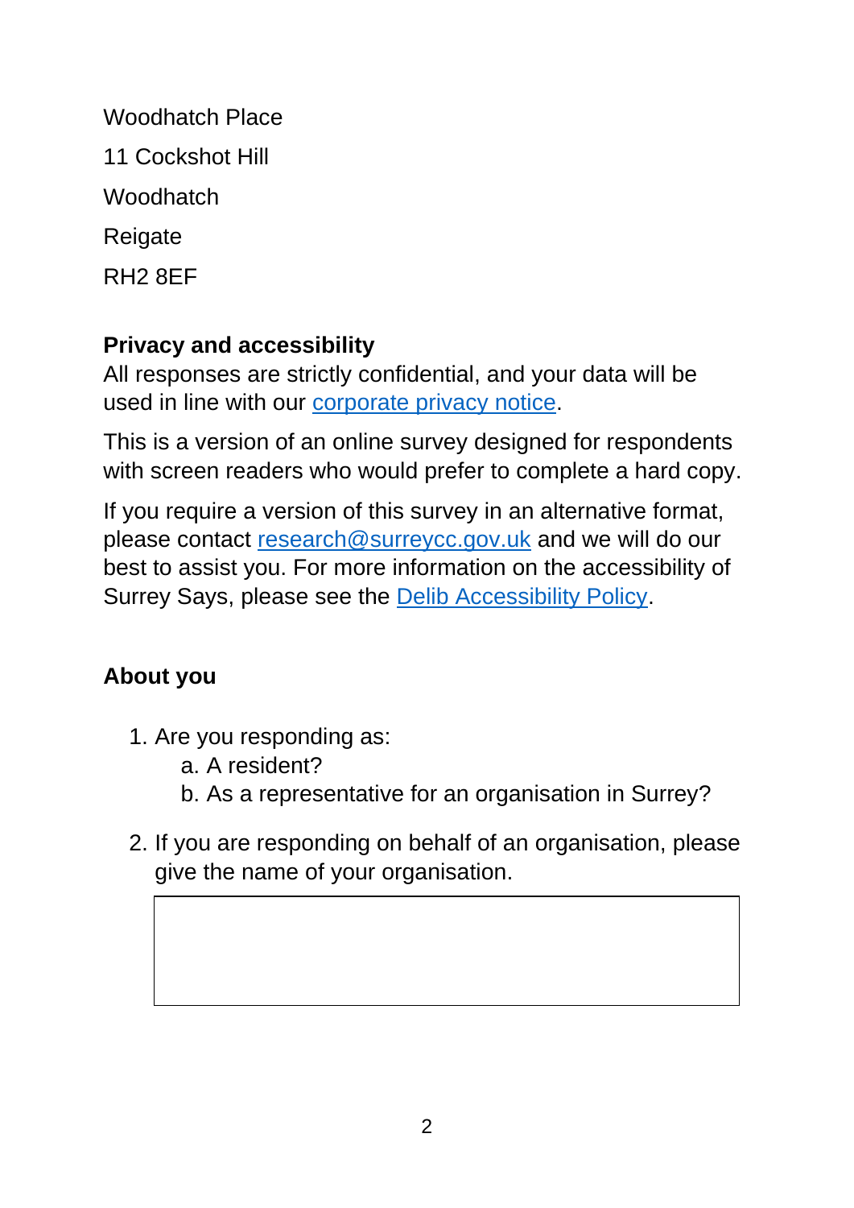Woodhatch Place

11 Cockshot Hill

Woodhatch

Reigate

RH2 8EF

**Privacy and accessibility**

All responses are strictly confidential, and your data will be used in line with our [corporate privacy notice](corporate privacy notice).

This is a version of an online survey designed for respondents with screen readers who would prefer to complete a hard copy.

If you require a version of this survey in an alternative format, please contact [research@surreycc.gov.uk](mailto:research@surreycc.gov.uk) and we will do our best to assist you. For more information on the accessibility of Surrey Says, please see the [Delib Accessibility Policy](Delib Accessibility Policy).

**About you**

1. Are you responding as:
   a. A resident?
   b. As a representative for an organisation in Surrey?

2. If you are responding on behalf of an organisation, please give the name of your organisation.

| |
|---|
| |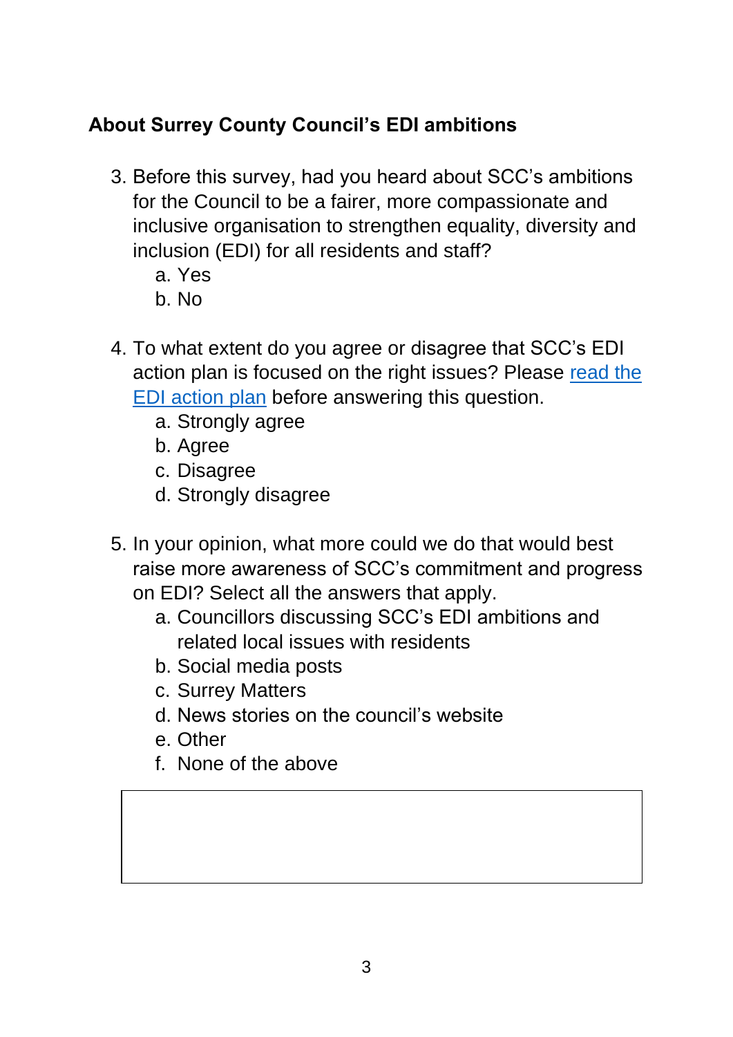## About Surrey County Council's EDI ambitions

3. Before this survey, had you heard about SCC's ambitions for the Council to be a fairer, more compassionate and inclusive organisation to strengthen equality, diversity and inclusion (EDI) for all residents and staff?
   a. Yes
   b. No

4. To what extent do you agree or disagree that SCC's EDI action plan is focused on the right issues? Please [read the EDI action plan]() before answering this question.
   a. Strongly agree
   b. Agree
   c. Disagree
   d. Strongly disagree

5. In your opinion, what more could we do that would best raise more awareness of SCC's commitment and progress on EDI? Select all the answers that apply.
   a. Councillors discussing SCC's EDI ambitions and related local issues with residents
   b. Social media posts
   c. Surrey Matters
   d. News stories on the council's website
   e. Other
   f. None of the above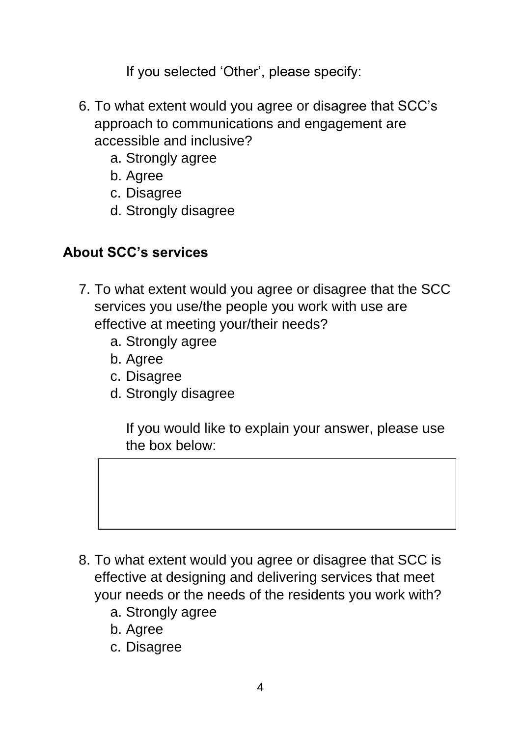If you selected 'Other', please specify:

6. To what extent would you agree or disagree that SCC's approach to communications and engagement are accessible and inclusive?
   a. Strongly agree
   b. Agree
   c. Disagree
   d. Strongly disagree

**About SCC's services**

7. To what extent would you agree or disagree that the SCC services you use/the people you work with use are effective at meeting your/their needs?
   a. Strongly agree
   b. Agree
   c. Disagree
   d. Strongly disagree

   If you would like to explain your answer, please use the box below:

8. To what extent would you agree or disagree that SCC is effective at designing and delivering services that meet your needs or the needs of the residents you work with?
   a. Strongly agree
   b. Agree
   c. Disagree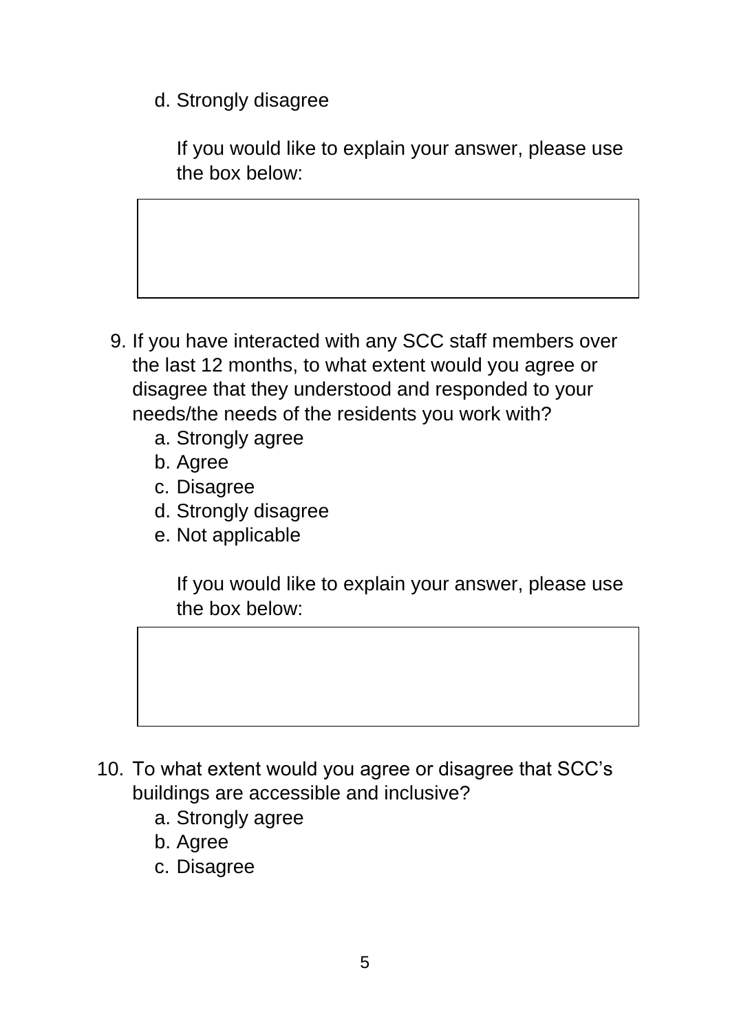d. Strongly disagree

If you would like to explain your answer, please use the box below:

9. If you have interacted with any SCC staff members over the last 12 months, to what extent would you agree or disagree that they understood and responded to your needs/the needs of the residents you work with?
   a. Strongly agree
   b. Agree
   c. Disagree
   d. Strongly disagree
   e. Not applicable

   If you would like to explain your answer, please use the box below:

10. To what extent would you agree or disagree that SCC's buildings are accessible and inclusive?
    a. Strongly agree
    b. Agree
    c. Disagree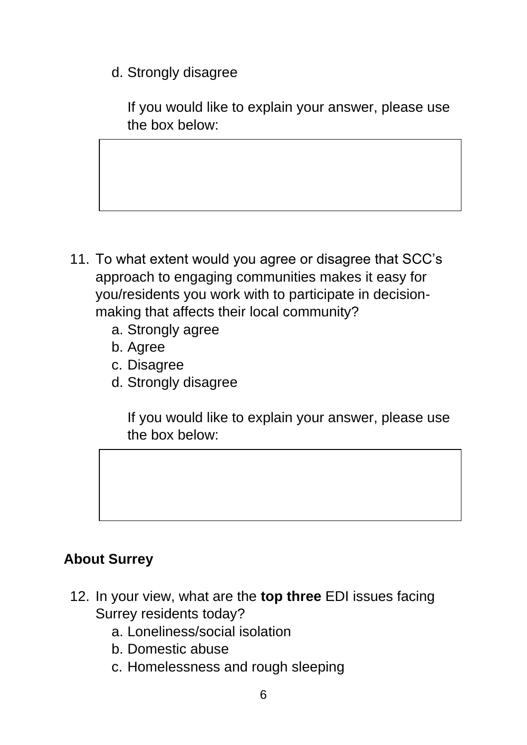d. Strongly disagree

If you would like to explain your answer, please use the box below:

11. To what extent would you agree or disagree that SCC's approach to engaging communities makes it easy for you/residents you work with to participate in decision-making that affects their local community?
    a. Strongly agree
    b. Agree
    c. Disagree
    d. Strongly disagree

    If you would like to explain your answer, please use the box below:

## About Surrey

12. In your view, what are the **top three** EDI issues facing Surrey residents today?
    a. Loneliness/social isolation
    b. Domestic abuse
    c. Homelessness and rough sleeping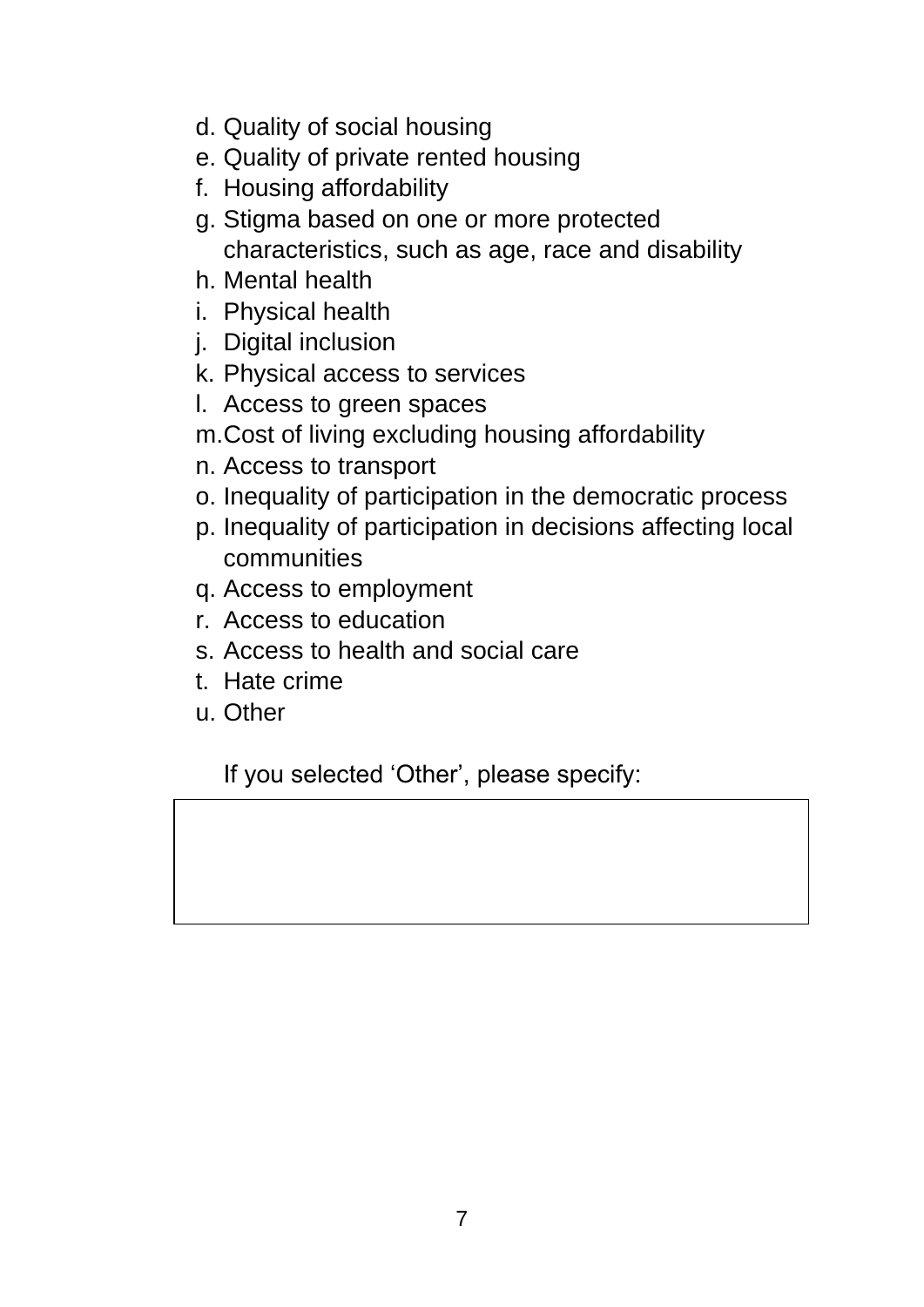d. Quality of social housing
e. Quality of private rented housing
f. Housing affordability
g. Stigma based on one or more protected characteristics, such as age, race and disability
h. Mental health
i. Physical health
j. Digital inclusion
k. Physical access to services
l. Access to green spaces
m. Cost of living excluding housing affordability
n. Access to transport
o. Inequality of participation in the democratic process
p. Inequality of participation in decisions affecting local communities
q. Access to employment
r. Access to education
s. Access to health and social care
t. Hate crime
u. Other

If you selected 'Other', please specify:

| |
|---|
| |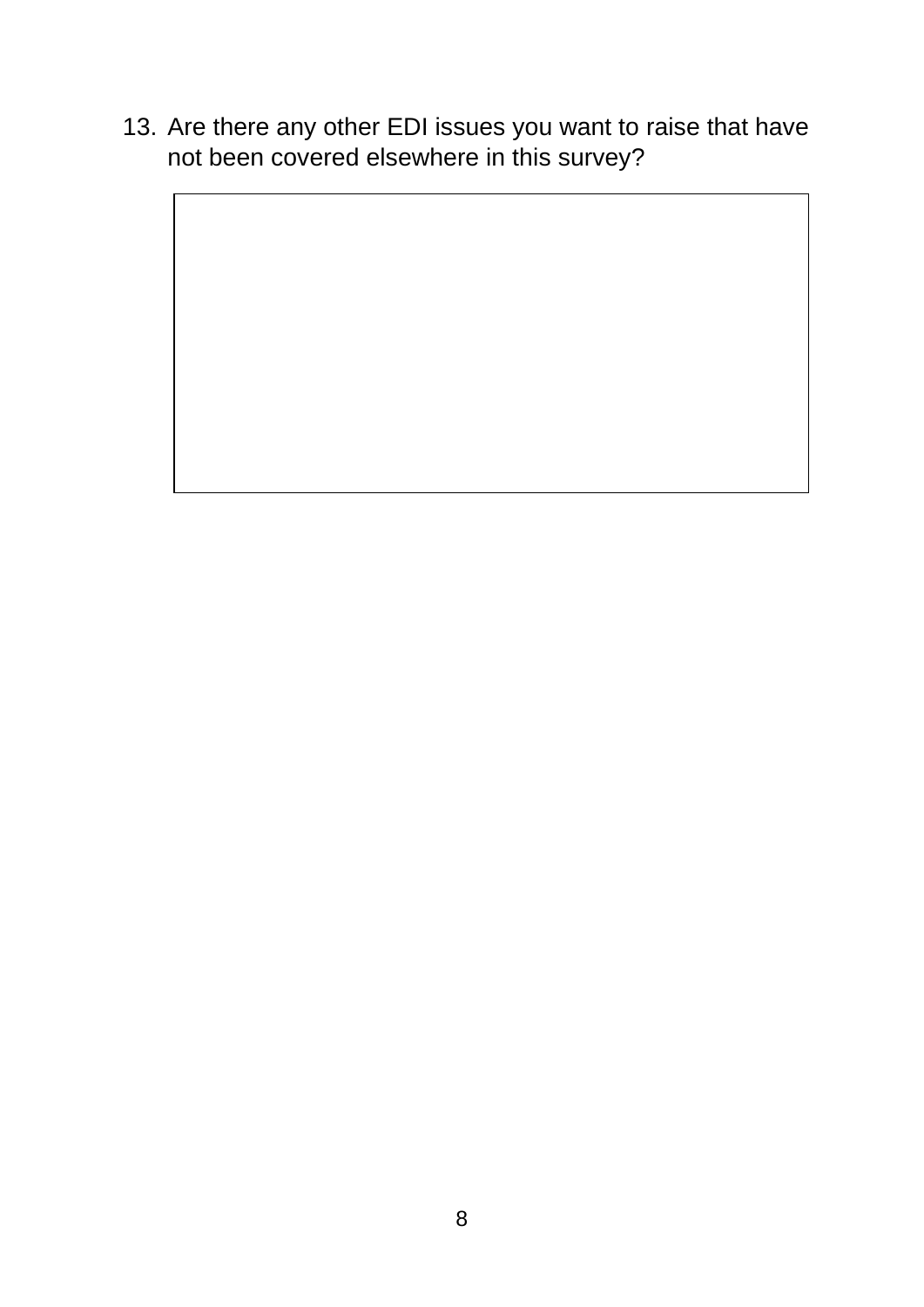13. Are there any other EDI issues you want to raise that have not been covered elsewhere in this survey?

| |
|---|
| |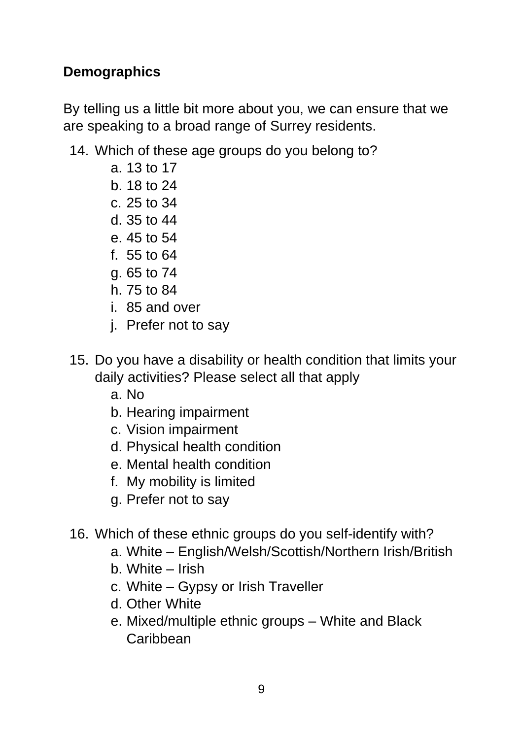## Demographics

By telling us a little bit more about you, we can ensure that we are speaking to a broad range of Surrey residents.

14. Which of these age groups do you belong to?
    a. 13 to 17
    b. 18 to 24
    c. 25 to 34
    d. 35 to 44
    e. 45 to 54
    f. 55 to 64
    g. 65 to 74
    h. 75 to 84
    i. 85 and over
    j. Prefer not to say

15. Do you have a disability or health condition that limits your daily activities? Please select all that apply
    a. No
    b. Hearing impairment
    c. Vision impairment
    d. Physical health condition
    e. Mental health condition
    f. My mobility is limited
    g. Prefer not to say

16. Which of these ethnic groups do you self-identify with?
    a. White – English/Welsh/Scottish/Northern Irish/British
    b. White – Irish
    c. White – Gypsy or Irish Traveller
    d. Other White
    e. Mixed/multiple ethnic groups – White and Black Caribbean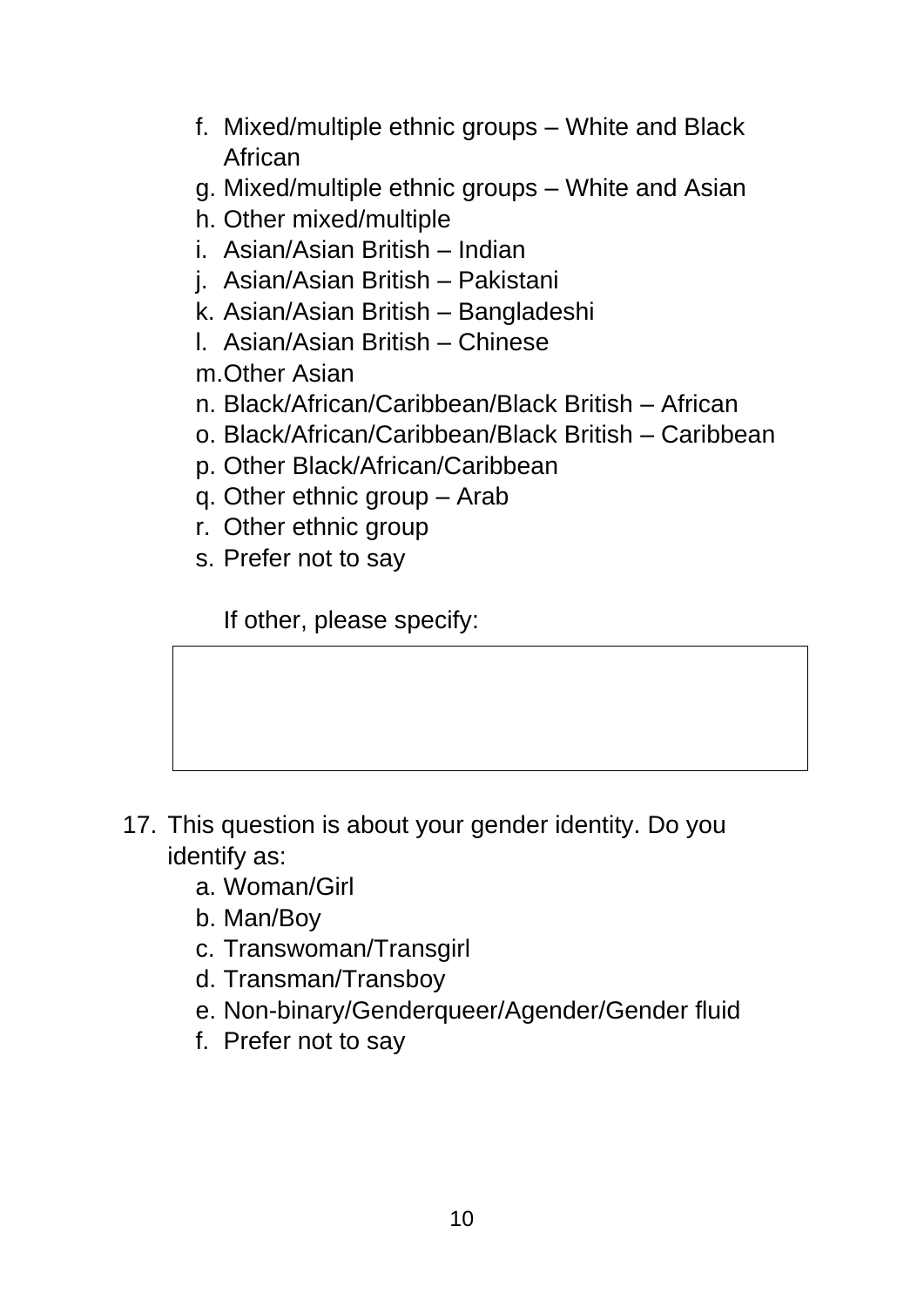f. Mixed/multiple ethnic groups – White and Black African
g. Mixed/multiple ethnic groups – White and Asian
h. Other mixed/multiple
i. Asian/Asian British – Indian
j. Asian/Asian British – Pakistani
k. Asian/Asian British – Bangladeshi
l. Asian/Asian British – Chinese
m. Other Asian
n. Black/African/Caribbean/Black British – African
o. Black/African/Caribbean/Black British – Caribbean
p. Other Black/African/Caribbean
q. Other ethnic group – Arab
r. Other ethnic group
s. Prefer not to say

If other, please specify:

| |
|---|
| |

17. This question is about your gender identity. Do you identify as:
    a. Woman/Girl
    b. Man/Boy
    c. Transwoman/Transgirl
    d. Transman/Transboy
    e. Non-binary/Genderqueer/Agender/Gender fluid
    f. Prefer not to say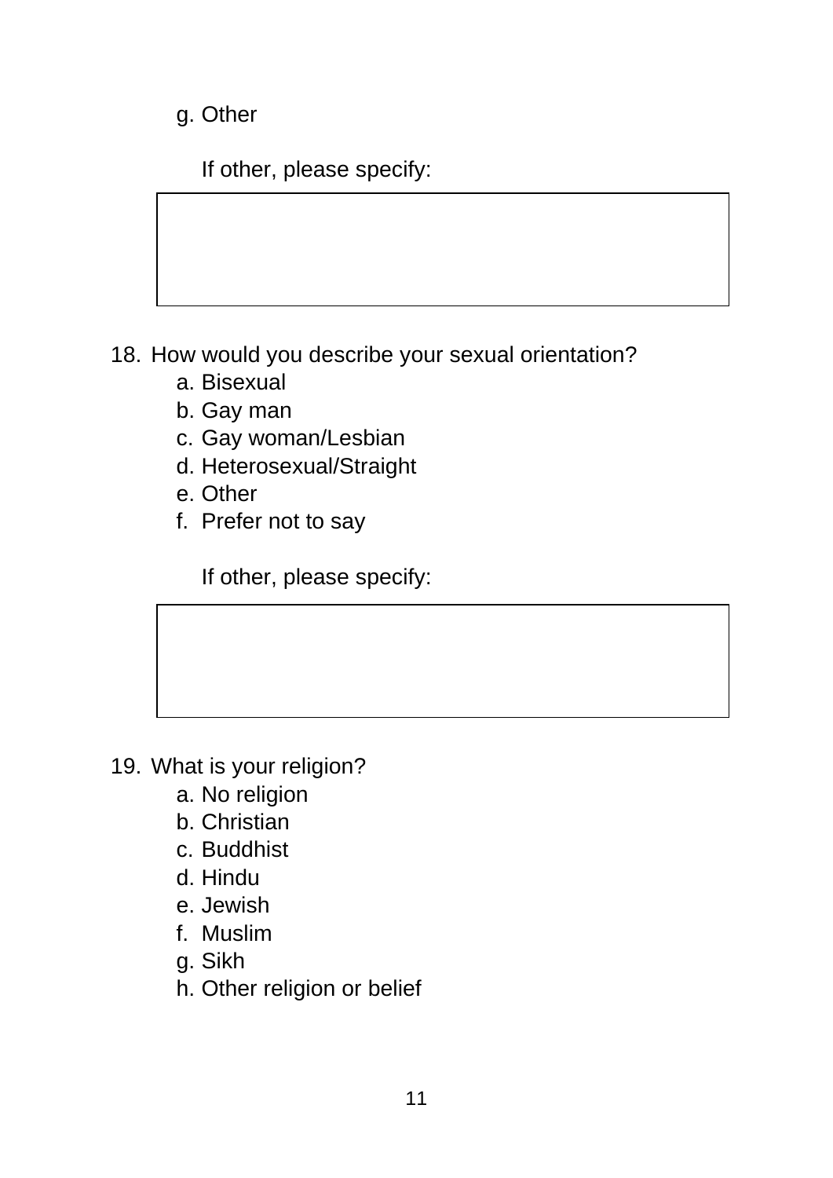g. Other

If other, please specify:

18. How would you describe your sexual orientation?
    a. Bisexual
    b. Gay man
    c. Gay woman/Lesbian
    d. Heterosexual/Straight
    e. Other
    f. Prefer not to say

    If other, please specify:

19. What is your religion?
    a. No religion
    b. Christian
    c. Buddhist
    d. Hindu
    e. Jewish
    f. Muslim
    g. Sikh
    h. Other religion or belief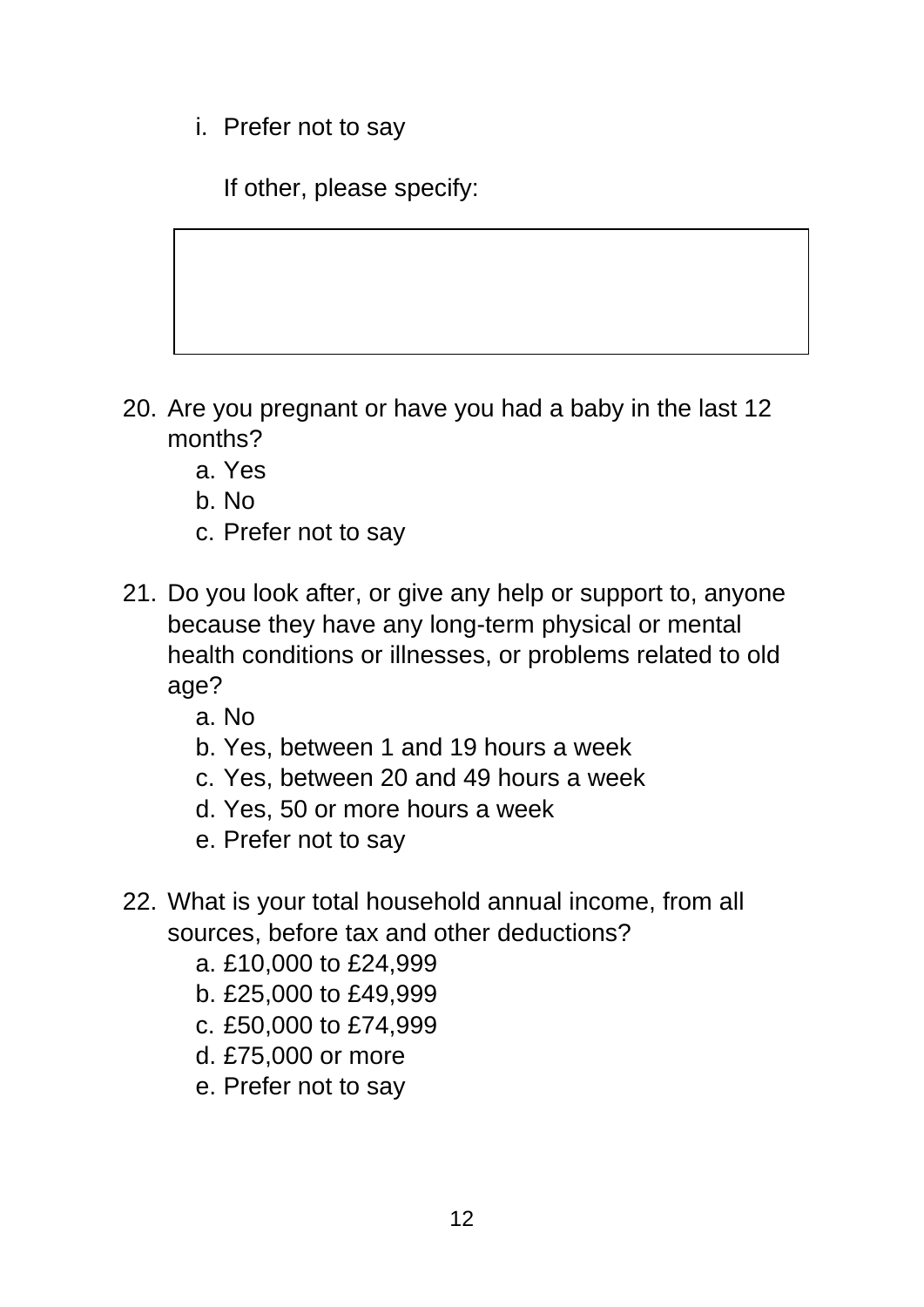i. Prefer not to say

   If other, please specify:

| |
|---|
| |

20. Are you pregnant or have you had a baby in the last 12 months?
    a. Yes
    b. No
    c. Prefer not to say

21. Do you look after, or give any help or support to, anyone because they have any long-term physical or mental health conditions or illnesses, or problems related to old age?
    a. No
    b. Yes, between 1 and 19 hours a week
    c. Yes, between 20 and 49 hours a week
    d. Yes, 50 or more hours a week
    e. Prefer not to say

22. What is your total household annual income, from all sources, before tax and other deductions?
    a. £10,000 to £24,999
    b. £25,000 to £49,999
    c. £50,000 to £74,999
    d. £75,000 or more
    e. Prefer not to say